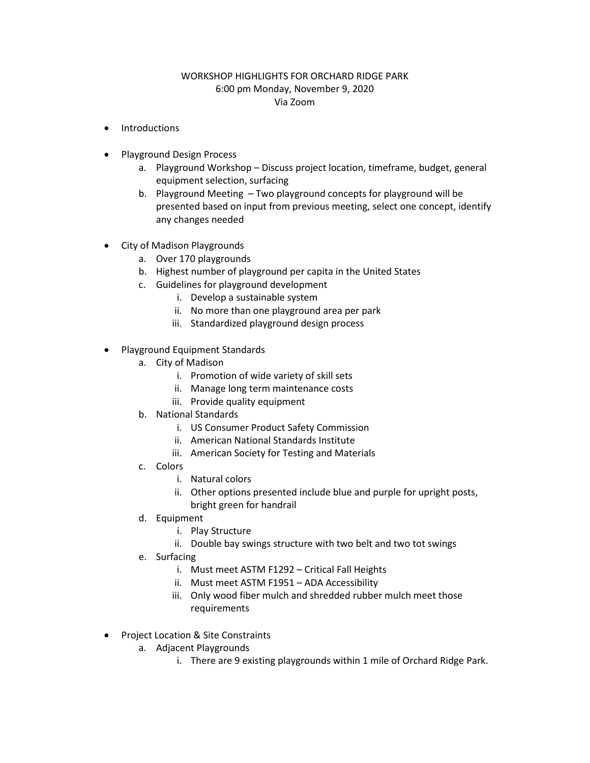# WORKSHOP HIGHLIGHTS FOR ORCHARD RIDGE PARK

6:00 pm Monday, November 9, 2020

Via Zoom

- Introductions

- Playground Design Process
    a. Playground Workshop – Discuss project location, timeframe, budget, general equipment selection, surfacing
    b. Playground Meeting – Two playground concepts for playground will be presented based on input from previous meeting, select one concept, identify any changes needed

- City of Madison Playgrounds
    a. Over 170 playgrounds
    b. Highest number of playground per capita in the United States
    c. Guidelines for playground development
        i. Develop a sustainable system
        ii. No more than one playground area per park
        iii. Standardized playground design process

- Playground Equipment Standards
    a. City of Madison
        i. Promotion of wide variety of skill sets
        ii. Manage long term maintenance costs
        iii. Provide quality equipment
    b. National Standards
        i. US Consumer Product Safety Commission
        ii. American National Standards Institute
        iii. American Society for Testing and Materials
    c. Colors
        i. Natural colors
        ii. Other options presented include blue and purple for upright posts, bright green for handrail
    d. Equipment
        i. Play Structure
        ii. Double bay swings structure with two belt and two tot swings
    e. Surfacing
        i. Must meet ASTM F1292 – Critical Fall Heights
        ii. Must meet ASTM F1951 – ADA Accessibility
        iii. Only wood fiber mulch and shredded rubber mulch meet those requirements

- Project Location & Site Constraints
    a. Adjacent Playgrounds
        i. There are 9 existing playgrounds within 1 mile of Orchard Ridge Park.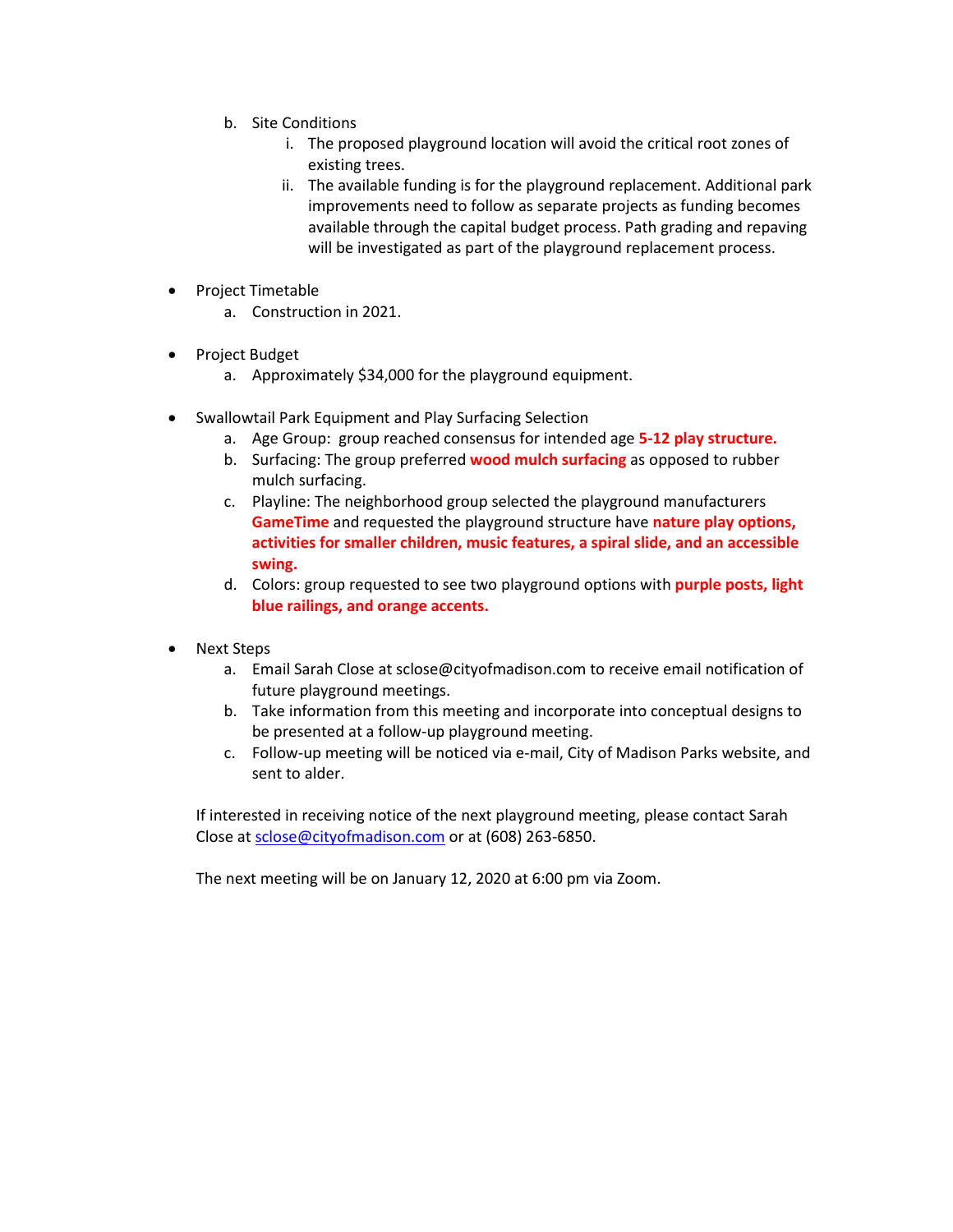b. Site Conditions
   i. The proposed playground location will avoid the critical root zones of existing trees.
   ii. The available funding is for the playground replacement. Additional park improvements need to follow as separate projects as funding becomes available through the capital budget process. Path grading and repaving will be investigated as part of the playground replacement process.

- Project Timetable
  a. Construction in 2021.

- Project Budget
  a. Approximately $34,000 for the playground equipment.

- Swallowtail Park Equipment and Play Surfacing Selection
  a. Age Group: group reached consensus for intended age **5-12 play structure.**
  b. Surfacing: The group preferred **wood mulch surfacing** as opposed to rubber mulch surfacing.
  c. Playline: The neighborhood group selected the playground manufacturers **GameTime** and requested the playground structure have **nature play options, activities for smaller children, music features, a spiral slide, and an accessible swing.**
  d. Colors: group requested to see two playground options with **purple posts, light blue railings, and orange accents.**

- Next Steps
  a. Email Sarah Close at sclose@cityofmadison.com to receive email notification of future playground meetings.
  b. Take information from this meeting and incorporate into conceptual designs to be presented at a follow-up playground meeting.
  c. Follow-up meeting will be noticed via e-mail, City of Madison Parks website, and sent to alder.

If interested in receiving notice of the next playground meeting, please contact Sarah Close at sclose@cityofmadison.com or at (608) 263-6850.

The next meeting will be on January 12, 2020 at 6:00 pm via Zoom.